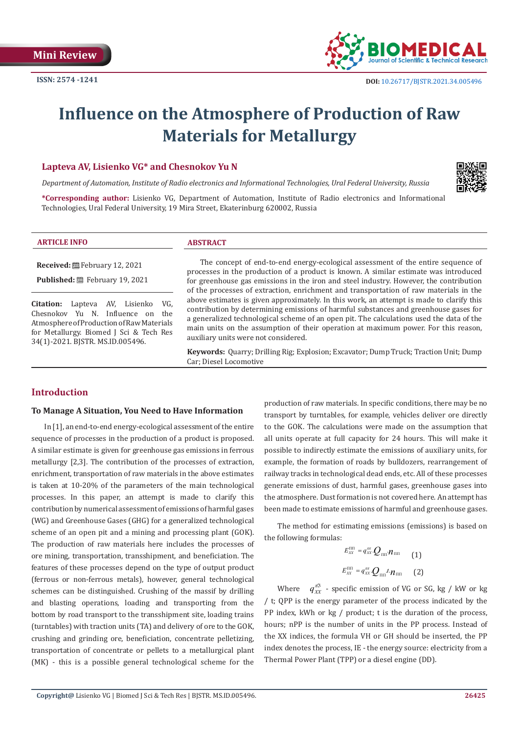Mini Review

ISSN: 2574 -1241

DOI: 10.26717/BJSTR.2021.34.005496

# Influence on the Atmosphere of Production of Raw Materials for Metallurgy

**Lapteva AV, Lisienko VG\* and Chesnokov Yu N**

*Department of Automation, Institute of Radio electronics and Informational Technologies, Ural Federal University, Russia*

**\*Corresponding author:** Lisienko VG, Department of Automation, Institute of Radio electronics and Informational Technologies, Ural Federal University, 19 Mira Street, Ekaterinburg 620002, Russia

### ARTICLE INFO

**Received:** February 12, 2021

**Published:** February 19, 2021

**Citation:** Lapteva AV, Lisienko VG, Chesnokov Yu N. Influence on the Atmosphere of Production of Raw Materials for Metallurgy. Biomed J Sci & Tech Res 34(1)-2021. BJSTR. MS.ID.005496.

### ABSTRACT

The concept of end-to-end energy-ecological assessment of the entire sequence of processes in the production of a product is known. A similar estimate was introduced for greenhouse gas emissions in the iron and steel industry. However, the contribution of the processes of extraction, enrichment and transportation of raw materials in the above estimates is given approximately. In this work, an attempt is made to clarify this contribution by determining emissions of harmful substances and greenhouse gases for a generalized technological scheme of an open pit. The calculations used the data of the main units on the assumption of their operation at maximum power. For this reason, auxiliary units were not considered.

**Keywords:** Quarry; Drilling Rig; Explosion; Excavator; Dump Truck; Traction Unit; Dump Car; Diesel Locomotive

## Introduction

### To Manage A Situation, You Need to Have Information

In [1], an end-to-end energy-ecological assessment of the entire sequence of processes in the production of a product is proposed. A similar estimate is given for greenhouse gas emissions in ferrous metallurgy [2,3]. The contribution of the processes of extraction, enrichment, transportation of raw materials in the above estimates is taken at 10-20% of the parameters of the main technological processes. In this paper, an attempt is made to clarify this contribution by numerical assessment of emissions of harmful gases (WG) and Greenhouse Gases (GHG) for a generalized technological scheme of an open pit and a mining and processing plant (GOK). The production of raw materials here includes the processes of ore mining, transportation, transshipment, and beneficiation. The features of these processes depend on the type of output product (ferrous or non-ferrous metals), however, general technological schemes can be distinguished. Crushing of the massif by drilling and blasting operations, loading and transporting from the bottom by road transport to the transshipment site, loading trains (turntables) with traction units (TA) and delivery of ore to the GOK, crushing and grinding ore, beneficiation, concentrate pelletizing, transportation of concentrate or pellets to a metallurgical plant (MK) - this is a possible general technological scheme for the production of raw materials. In specific conditions, there may be no transport by turntables, for example, vehicles deliver ore directly to the GOK. The calculations were made on the assumption that all units operate at full capacity for 24 hours. This will make it possible to indirectly estimate the emissions of auxiliary units, for example, the formation of roads by bulldozers, rearrangement of railway tracks in technological dead ends, etc. All of these processes generate emissions of dust, harmful gases, greenhouse gases into the atmosphere. Dust formation is not covered here. An attempt has been made to estimate emissions of harmful and greenhouse gases.

The method for estimating emissions (emissions) is based on the following formulas:

$$E_{XX}^{\text{ПП}} = q_{XX}^{\text{ЯЭ}} \cdot Q_{\text{ПП}} n_{\text{ПП}} \quad (1)$$

$$E_{XX}^{\text{ПП}} = q_{XX}^{\text{ЯЭ}} \cdot Q_{\text{ПП}} t \cdot n_{\text{ПП}} \quad (2)$$

Where $q_{XX}^{\text{ЯЭ}}$ - specific emission of VG or SG, kg / kW or kg / t; QPP is the energy parameter of the process indicated by the PP index, kWh or kg / product; t is the duration of the process, hours; nPP is the number of units in the PP process. Instead of the XX indices, the formula VH or GH should be inserted, the PP index denotes the process, IE - the energy source: electricity from a Thermal Power Plant (TPP) or a diesel engine (DD).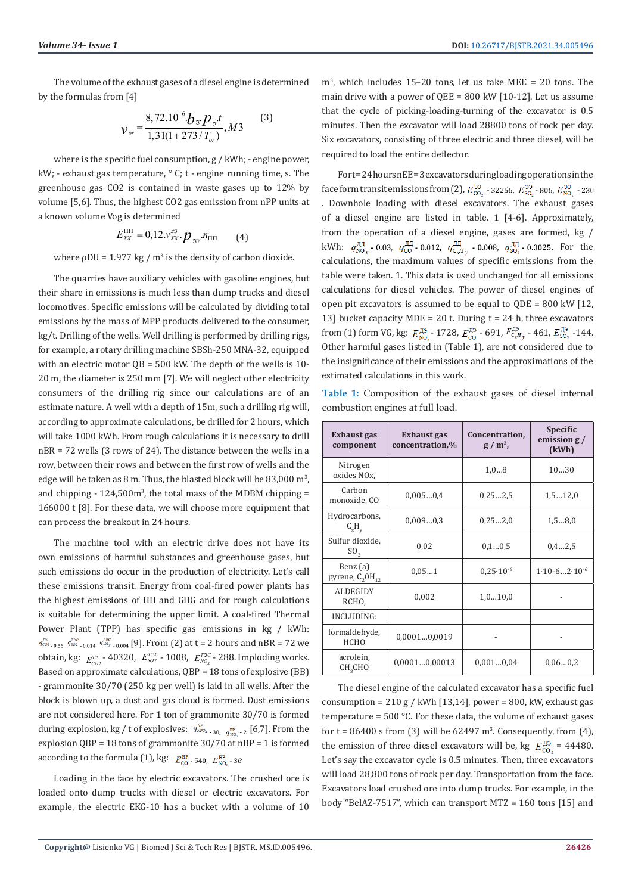The volume of the exhaust gases of a diesel engine is determined by the formulas from [4]

$$v_{or} = \frac{8,72.10^{-6}.b_{\text{Э}}.p_{\text{Э}}.t}{1,31(1+273/T_{or})}, M3 \qquad (3)$$

where is the specific fuel consumption, g / kWh; - engine power, kW; - exhaust gas temperature, ° C; t - engine running time, s. The greenhouse gas CO2 is contained in waste gases up to 12% by volume [5,6]. Thus, the highest CO2 gas emission from nPP units at a known volume Vog is determined

$$E_{XX}^{\text{ПП}} = 0,12.v_{XX}^{\text{дЭ}}.p_{\text{ЭУ}}.n_{\text{ПП}} \qquad (4)$$

where ρDU = 1.977 kg / m³ is the density of carbon dioxide.

The quarries have auxiliary vehicles with gasoline engines, but their share in emissions is much less than dump trucks and diesel locomotives. Specific emissions will be calculated by dividing total emissions by the mass of MPP products delivered to the consumer, kg/t. Drilling of the wells. Well drilling is performed by drilling rigs, for example, a rotary drilling machine SBSh-250 MNA-32, equipped with an electric motor QB = 500 kW. The depth of the wells is 10-20 m, the diameter is 250 mm [7]. We will neglect other electricity consumers of the drilling rig since our calculations are of an estimate nature. A well with a depth of 15m, such a drilling rig will, according to approximate calculations, be drilled for 2 hours, which will take 1000 kWh. From rough calculations it is necessary to drill nBR = 72 wells (3 rows of 24). The distance between the wells in a row, between their rows and between the first row of wells and the edge will be taken as 8 m. Thus, the blasted block will be 83,000 m³, and chipping - 124,500m³, the total mass of the MDBM chipping = 166000 t [8]. For these data, we will choose more equipment that can process the breakout in 24 hours.

The machine tool with an electric drive does not have its own emissions of harmful substances and greenhouse gases, but such emissions do occur in the production of electricity. Let's call these emissions transit. Energy from coal-fired power plants has the highest emissions of HH and GHG and for rough calculations is suitable for determining the upper limit. A coal-fired Thermal Power Plant (TPP) has specific gas emissions in kg / kWh: $q_{CO2}^{\text{ТЭ}}$ - 0.56, $q_{SO2}^{\text{ТЭС}}$ - 0.014, $q_{NO_x}^{\text{ТЭС}}$ - 0.004 [9]. From (2) at t = 2 hours and nBR = 72 we obtain, kg: $E_{CO2}^{\text{ТЭ}}$ - 40320, $E_{SO2}^{\text{ТЭС}}$ - 1008, $E_{NO_x}^{\text{ТЭС}}$ - 288. Imploding works. Based on approximate calculations, QBP = 18 tons of explosive (BB) - grammonite 30/70 (250 kg per well) is laid in all wells. After the block is blown up, a dust and gas cloud is formed. Dust emissions are not considered here. For 1 ton of grammonite 30/70 is formed during explosion, kg / t of explosives: $q_{NPO_x}^{BP}$ - 30, $q_{NO_x}^{BP}$ - 2 [6,7]. From the explosion QBP = 18 tons of grammonite 30/70 at nBP = 1 is formed according to the formula (1), kg: $E_{CO}^{BP}$ - 540, $E_{NO_x}^{BP}$ - 36.

Loading in the face by electric excavators. The crushed ore is loaded onto dump trucks with diesel or electric excavators. For example, the electric EKG-10 has a bucket with a volume of 10 m³, which includes 15–20 tons, let us take MEE = 20 tons. The main drive with a power of QEE = 800 kW [10-12]. Let us assume that the cycle of picking-loading-turning of the excavator is 0.5 minutes. Then the excavator will load 28800 tons of rock per day. Six excavators, consisting of three electric and three diesel, will be required to load the entire deflector.

Fort=24hoursnEE=3excavatorsduringloadingoperationsinthe face form transit emissions from (2), $E_{CO_2}^{\text{ЭЭ}}$ - 32256, $E_{SO_2}^{\text{ЭЭ}}$ - 806, $E_{NO_x}^{\text{ЭЭ}}$ - 230. Downhole loading with diesel excavators. The exhaust gases of a diesel engine are listed in table. 1 [4-6]. Approximately, from the operation of a diesel engine, gases are formed, kg / kWh: $q_{NO_x}^{\text{ДД}}$ - 0.03, $q_{CO}^{\text{ДД}}$ - 0.012, $q_{C_xH_y}^{\text{ДД}}$ - 0.008, $q_{SO_2}^{\text{ДД}}$ - 0.0025. For the calculations, the maximum values of specific emissions from the table were taken. 1. This data is used unchanged for all emissions calculations for diesel vehicles. The power of diesel engines of open pit excavators is assumed to be equal to QDE = 800 kW [12, 13] bucket capacity MDE = 20 t. During t = 24 h, three excavators from (1) form VG, kg: $E_{NO_x}^{\text{ДЭ}}$ - 1728, $E_{CO}^{\text{ДЭ}}$ - 691, $E_{C_xH_y}^{\text{ДЭ}}$ - 461, $E_{SO_2}^{\text{ДЭ}}$ -144. Other harmful gases listed in (Table 1), are not considered due to the insignificance of their emissions and the approximations of the estimated calculations in this work.

**Table 1:** Composition of the exhaust gases of diesel internal combustion engines at full load.

| Exhaust gas component | Exhaust gas concentration,% | Concentration, g / m³, | Specific emission g / (kWh) |
|---|---|---|---|
| Nitrogen oxides NOx, | | 1,0...8 | 10...30 |
| Carbon monoxide, CO | 0,005...0,4 | 0,25...2,5 | 1,5...12,0 |
| Hydrocarbons, $C_xH_y$ | 0,009...0,3 | 0,25...2,0 | 1,5...8,0 |
| Sulfur dioxide, $SO_2$ | 0,02 | 0,1...0,5 | 0,4...2,5 |
| Benz (a) pyrene, $C_20H_{12}$ | 0,05...1 | $0,25 \cdot 10^{-6}$ | $1 \cdot 10{-}6...2 \cdot 10^{-6}$ |
| ALDEGIDY RCHO, | 0,002 | 1,0...10,0 | - |
| INCLUDING: | | | |
| formaldehyde, HCHO | 0,0001...0,0019 | - | - |
| acrolein, $CH_3CHO$ | 0,0001...0,00013 | 0,001...0,04 | 0,06...0,2 |

The diesel engine of the calculated excavator has a specific fuel consumption = 210 g / kWh [13,14], power = 800, kW, exhaust gas temperature = 500 °C. For these data, the volume of exhaust gases for t = 86400 s from (3) will be 62497 m³. Consequently, from (4), the emission of three diesel excavators will be, kg $E_{CO_2}^{\text{ДЭ}}$ = 44480. Let's say the excavator cycle is 0.5 minutes. Then, three excavators will load 28,800 tons of rock per day. Transportation from the face. Excavators load crushed ore into dump trucks. For example, in the body "BelAZ-7517", which can transport MTZ = 160 tons [15] and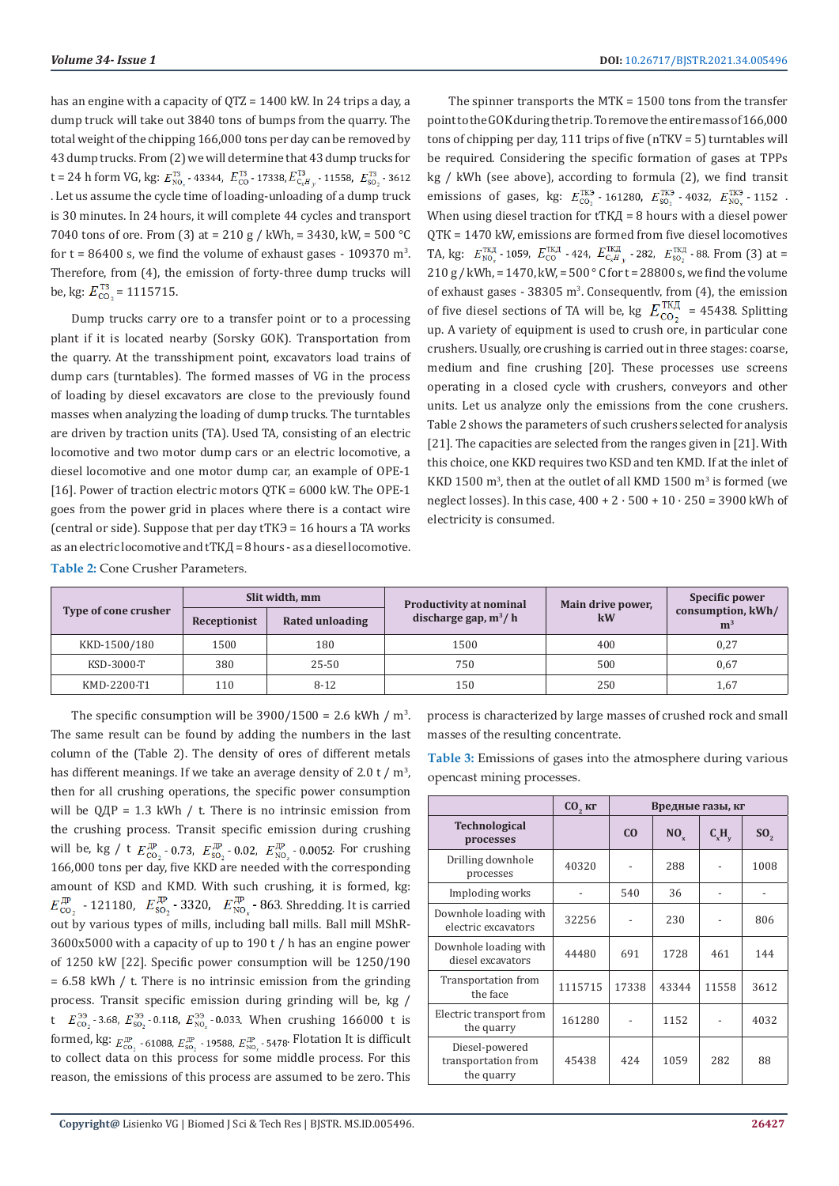has an engine with a capacity of QTZ = 1400 kW. In 24 trips a day, a dump truck will take out 3840 tons of bumps from the quarry. The total weight of the chipping 166,000 tons per day can be removed by 43 dump trucks. From (2) we will determine that 43 dump trucks for t = 24 h form VG, kg: $E^{ТЗ}_{NO_x}$ - 43344, $E^{ТЗ}_{CO}$ - 17338, $E^{ТЗ}_{C_xH_y}$ - 11558, $E^{ТЗ}_{SO_2}$ - 3612. Let us assume the cycle time of loading-unloading of a dump truck is 30 minutes. In 24 hours, it will complete 44 cycles and transport 7040 tons of ore. From (3) at = 210 g / kWh, = 3430, kW, = 500 °C for t = 86400 s, we find the volume of exhaust gases - 109370 m$^3$. Therefore, from (4), the emission of forty-three dump trucks will be, kg: $E^{ТЗ}_{CO_2}$ = 1115715.

Dump trucks carry ore to a transfer point or to a processing plant if it is located nearby (Sorsky GOK). Transportation from the quarry. At the transshipment point, excavators load trains of dump cars (turntables). The formed masses of VG in the process of loading by diesel excavators are close to the previously found masses when analyzing the loading of dump trucks. The turntables are driven by traction units (TA). Used TA, consisting of an electric locomotive and two motor dump cars or an electric locomotive, a diesel locomotive and one motor dump car, an example of OPE-1 [16]. Power of traction electric motors QTK = 6000 kW. The OPE-1 goes from the power grid in places where there is a contact wire (central or side). Suppose that per day tTKЭ = 16 hours a TA works as an electric locomotive and tTKД = 8 hours - as a diesel locomotive.

The spinner transports the MTK = 1500 tons from the transfer point to the GOK during the trip. To remove the entire mass of 166,000 tons of chipping per day, 111 trips of five (nTKV = 5) turntables will be required. Considering the specific formation of gases at TPPs kg / kWh (see above), according to formula (2), we find transit emissions of gases, kg: $E^{ТКЭ}_{CO_2}$ - 161280, $E^{ТКЭ}_{SO_2}$ - 4032, $E^{ТКЭ}_{NO_x}$ - 1152. When using diesel traction for tTKД = 8 hours with a diesel power QTK = 1470 kW, emissions are formed from five diesel locomotives TA, kg: $E^{ТКД}_{NO_x}$ - 1059, $E^{ТКД}_{CO}$ - 424, $E^{ТКД}_{C_xH_y}$ - 282, $E^{ТКД}_{SO_2}$ - 88. From (3) at = 210 g / kWh, = 1470, kW, = 500 ° C for t = 28800 s, we find the volume of exhaust gases - 38305 m$^3$. Consequently, from (4), the emission of five diesel sections of TA will be, kg $E^{ТКД}_{CO_2}$ = 45438. Splitting up. A variety of equipment is used to crush ore, in particular cone crushers. Usually, ore crushing is carried out in three stages: coarse, medium and fine crushing [20]. These processes use screens operating in a closed cycle with crushers, conveyors and other units. Let us analyze only the emissions from the cone crushers. Table 2 shows the parameters of such crushers selected for analysis [21]. The capacities are selected from the ranges given in [21]. With this choice, one KKD requires two KSD and ten KMD. If at the inlet of KKD 1500 m$^3$, then at the outlet of all KMD 1500 m$^3$ is formed (we neglect losses). In this case, 400 + 2 · 500 + 10 · 250 = 3900 kWh of electricity is consumed.

**Table 2:** Cone Crusher Parameters.

| Type of cone crusher | Slit width, mm | | Productivity at nominal discharge gap, m$^3$/ h | Main drive power, kW | Specific power consumption, kWh/ m$^3$ |
|---|---|---|---|---|---|
| | Receptionist | Rated unloading | | | |
| KKD-1500/180 | 1500 | 180 | 1500 | 400 | 0,27 |
| KSD-3000-T | 380 | 25-50 | 750 | 500 | 0,67 |
| KMD-2200-T1 | 110 | 8-12 | 150 | 250 | 1,67 |

The specific consumption will be 3900/1500 = 2.6 kWh / m$^3$. The same result can be found by adding the numbers in the last column of the (Table 2). The density of ores of different metals has different meanings. If we take an average density of 2.0 t / m$^3$, then for all crushing operations, the specific power consumption will be QДP = 1.3 kWh / t. There is no intrinsic emission from the crushing process. Transit specific emission during crushing will be, kg / t $E^{ДР}_{CO_2}$ - 0.73, $E^{ДР}_{SO_2}$ - 0.02, $E^{ДР}_{NO_x}$ - 0.0052. For crushing 166,000 tons per day, five KKD are needed with the corresponding amount of KSD and KMD. With such crushing, it is formed, kg: $E^{ДР}_{CO_2}$ - 121180, $E^{ДР}_{SO_2}$ - 3320, $E^{ДР}_{NO_x}$ - 863. Shredding. It is carried out by various types of mills, including ball mills. Ball mill MShR-3600x5000 with a capacity of up to 190 t / h has an engine power of 1250 kW [22]. Specific power consumption will be 1250/190 = 6.58 kWh / t. There is no intrinsic emission from the grinding process. Transit specific emission during grinding will be, kg / t $E^{ЭЭ}_{CO_2}$ - 3.68, $E^{ЭЭ}_{SO_2}$ - 0.118, $E^{ЭЭ}_{NO_x}$ - 0.033. When crushing 166000 t is formed, kg: $E^{ДР}_{CO_2}$ - 61088, $E^{ДР}_{SO_2}$ - 19588, $E^{ДР}_{NO_x}$ - 5478. Flotation It is difficult to collect data on this process for some middle process. For this reason, the emissions of this process are assumed to be zero. This process is characterized by large masses of crushed rock and small masses of the resulting concentrate.

**Table 3:** Emissions of gases into the atmosphere during various opencast mining processes.

| | $CO_2$, кг | Вредные газы, кг | | | |
|---|---|---|---|---|---|
| Technological processes | | CO | $NO_x$ | $C_xH_y$ | $SO_2$ |
| Drilling downhole processes | 40320 | - | 288 | - | 1008 |
| Imploding works | - | 540 | 36 | - | - |
| Downhole loading with electric excavators | 32256 | - | 230 | - | 806 |
| Downhole loading with diesel excavators | 44480 | 691 | 1728 | 461 | 144 |
| Transportation from the face | 1115715 | 17338 | 43344 | 11558 | 3612 |
| Electric transport from the quarry | 161280 | - | 1152 | - | 4032 |
| Diesel-powered transportation from the quarry | 45438 | 424 | 1059 | 282 | 88 |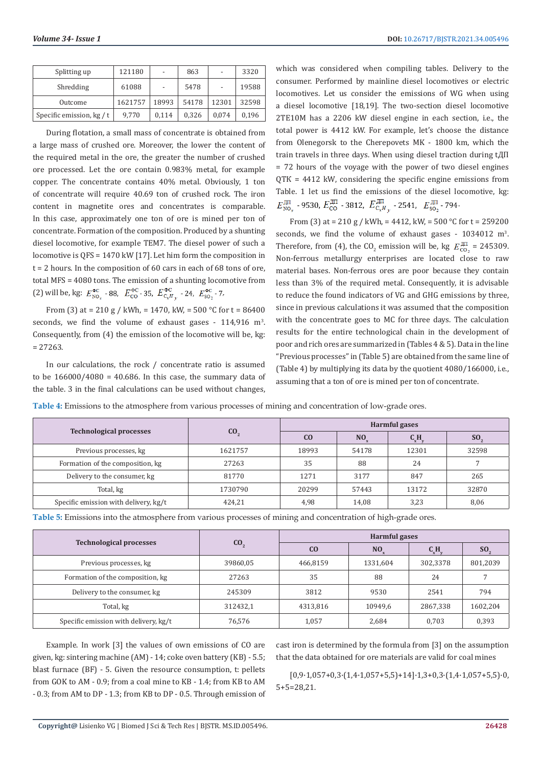| Splitting up | 121180 | - | 863 | - | 3320 |
|---|---|---|---|---|---|
| Shredding | 61088 | - | 5478 | - | 19588 |
| Outcome | 1621757 | 18993 | 54178 | 12301 | 32598 |
| Specific emission, kg / t | 9,770 | 0,114 | 0,326 | 0,074 | 0,196 |

During flotation, a small mass of concentrate is obtained from a large mass of crushed ore. Moreover, the lower the content of the required metal in the ore, the greater the number of crushed ore processed. Let the ore contain 0.983% metal, for example copper. The concentrate contains 40% metal. Obviously, 1 ton of concentrate will require 40.69 ton of crushed rock. The iron content in magnetite ores and concentrates is comparable. In this case, approximately one ton of ore is mined per ton of concentrate. Formation of the composition. Produced by a shunting diesel locomotive, for example TEM7. The diesel power of such a locomotive is QFS = 1470 kW [17]. Let him form the composition in t = 2 hours. In the composition of 60 cars in each of 68 tons of ore, total MFS = 4080 tons. The emission of a shunting locomotive from (2) will be, kg: $E^{ФС}_{NO_x}$ - 88, $E^{ФС}_{CO}$ - 35, $E^{ФС}_{C_xH_y}$ - 24, $E^{ФС}_{SO_2}$ - 7.

From (3) at = 210 g / kWh, = 1470, kW, = 500 °C for t = 86400 seconds, we find the volume of exhaust gases - 114,916 m[3]. Consequently, from (4) the emission of the locomotive will be, kg: = 27263.

In our calculations, the rock / concentrate ratio is assumed to be 166000/4080 = 40.686. In this case, the summary data of the table. 3 in the final calculations can be used without changes, which was considered when compiling tables. Delivery to the consumer. Performed by mainline diesel locomotives or electric locomotives. Let us consider the emissions of WG when using a diesel locomotive [18,19]. The two-section diesel locomotive 2TE10M has a 2206 kW diesel engine in each section, i.e., the total power is 4412 kW. For example, let's choose the distance from Olenegorsk to the Cherepovets MK - 1800 km, which the train travels in three days. When using diesel traction during tДП = 72 hours of the voyage with the power of two diesel engines QTK = 4412 kW, considering the specific engine emissions from Table. 1 let us find the emissions of the diesel locomotive, kg: $E^{ДП}_{NO_x}$ - 9530, $E^{ДП}_{CO}$ - 3812, $E^{ДП}_{C_xH_y}$ - 2541, $E^{ДП}_{SO_2}$ - 794.

From (3) at = 210 g / kWh, = 4412, kW, = 500 °C for t = 259200 seconds, we find the volume of exhaust gases - 1034012 m[3]. Therefore, from (4), the $CO_2$ emission will be, kg $E^{ДП}_{CO_2}$ = 245309. Non-ferrous metallurgy enterprises are located close to raw material bases. Non-ferrous ores are poor because they contain less than 3% of the required metal. Consequently, it is advisable to reduce the found indicators of VG and GHG emissions by three, since in previous calculations it was assumed that the composition with the concentrate goes to MC for three days. The calculation results for the entire technological chain in the development of poor and rich ores are summarized in (Tables 4 & 5). Data in the line "Previous processes" in (Table 5) are obtained from the same line of (Table 4) by multiplying its data by the quotient 4080/166000, i.e., assuming that a ton of ore is mined per ton of concentrate.

**Table 4:** Emissions to the atmosphere from various processes of mining and concentration of low-grade ores.

| Technological processes | $CO_2$ | Harmful gases | | | |
|---|---|---|---|---|---|
| | | CO | $NO_x$ | $C_xH_y$ | $SO_2$ |
| Previous processes, kg | 1621757 | 18993 | 54178 | 12301 | 32598 |
| Formation of the composition, kg | 27263 | 35 | 88 | 24 | 7 |
| Delivery to the consumer, kg | 81770 | 1271 | 3177 | 847 | 265 |
| Total, kg | 1730790 | 20299 | 57443 | 13172 | 32870 |
| Specific emission with delivery, kg/t | 424,21 | 4,98 | 14,08 | 3,23 | 8,06 |

**Table 5:** Emissions into the atmosphere from various processes of mining and concentration of high-grade ores.

| Technological processes | $CO_2$ | Harmful gases | | | |
|---|---|---|---|---|---|
| | | CO | $NO_x$ | $C_xH_y$ | $SO_2$ |
| Previous processes, kg | 39860,05 | 466,8159 | 1331,604 | 302,3378 | 801,2039 |
| Formation of the composition, kg | 27263 | 35 | 88 | 24 | 7 |
| Delivery to the consumer, kg | 245309 | 3812 | 9530 | 2541 | 794 |
| Total, kg | 312432,1 | 4313,816 | 10949,6 | 2867,338 | 1602,204 |
| Specific emission with delivery, kg/t | 76,576 | 1,057 | 2,684 | 0,703 | 0,393 |

Example. In work [3] the values of own emissions of CO are given, kg: sintering machine (AM) - 14; coke oven battery (KB) - 5.5; blast furnace (BF) - 5. Given the resource consumption, t: pellets from GOK to AM - 0.9; from a coal mine to KB - 1.4; from KB to AM - 0.3; from AM to DP - 1.3; from KB to DP - 0.5. Through emission of cast iron is determined by the formula from [3] on the assumption that the data obtained for ore materials are valid for coal mines

$$[0,9\cdot1,057+0,3\cdot(1,4\cdot1,057+5,5)+14]\cdot1,3+0,3\cdot(1,4\cdot1,057+5,5)\cdot0,5+5=28,21.$$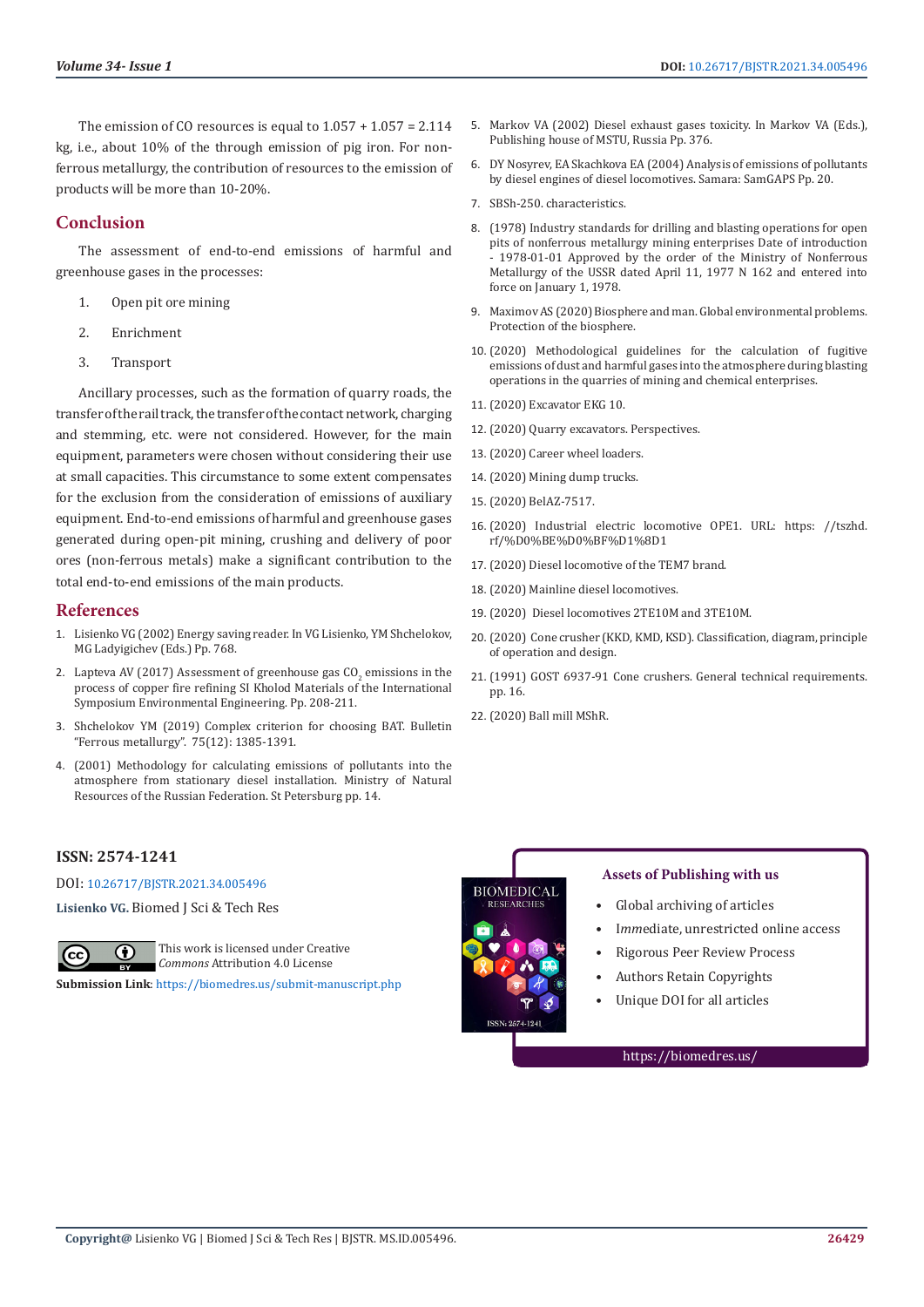The emission of CO resources is equal to 1.057 + 1.057 = 2.114 kg, i.e., about 10% of the through emission of pig iron. For non-ferrous metallurgy, the contribution of resources to the emission of products will be more than 10-20%.

## Conclusion

The assessment of end-to-end emissions of harmful and greenhouse gases in the processes:

1. Open pit ore mining
2. Enrichment
3. Transport

Ancillary processes, such as the formation of quarry roads, the transfer of the rail track, the transfer of the contact network, charging and stemming, etc. were not considered. However, for the main equipment, parameters were chosen without considering their use at small capacities. This circumstance to some extent compensates for the exclusion from the consideration of emissions of auxiliary equipment. End-to-end emissions of harmful and greenhouse gases generated during open-pit mining, crushing and delivery of poor ores (non-ferrous metals) make a significant contribution to the total end-to-end emissions of the main products.

## References

1. Lisienko VG (2002) Energy saving reader. In VG Lisienko, YM Shchelokov, MG Ladyigichev (Eds.) Pp. 768.
2. Lapteva AV (2017) Assessment of greenhouse gas $CO_2$ emissions in the process of copper fire refining SI Kholod Materials of the International Symposium Environmental Engineering. Pp. 208-211.
3. Shchelokov YM (2019) Complex criterion for choosing BAT. Bulletin "Ferrous metallurgy". 75(12): 1385-1391.
4. (2001) Methodology for calculating emissions of pollutants into the atmosphere from stationary diesel installation. Ministry of Natural Resources of the Russian Federation. St Petersburg pp. 14.
5. Markov VA (2002) Diesel exhaust gases toxicity. In Markov VA (Eds.), Publishing house of MSTU, Russia Pp. 376.
6. DY Nosyrev, EA Skachkova EA (2004) Analysis of emissions of pollutants by diesel engines of diesel locomotives. Samara: SamGAPS Pp. 20.
7. SBSh-250. characteristics.
8. (1978) Industry standards for drilling and blasting operations for open pits of nonferrous metallurgy mining enterprises Date of introduction - 1978-01-01 Approved by the order of the Ministry of Nonferrous Metallurgy of the USSR dated April 11, 1977 N 162 and entered into force on January 1, 1978.
9. Maximov AS (2020) Biosphere and man. Global environmental problems. Protection of the biosphere.
10. (2020) Methodological guidelines for the calculation of fugitive emissions of dust and harmful gases into the atmosphere during blasting operations in the quarries of mining and chemical enterprises.
11. (2020) Excavator EKG 10.
12. (2020) Quarry excavators. Perspectives.
13. (2020) Career wheel loaders.
14. (2020) Mining dump trucks.
15. (2020) BelAZ-7517.
16. (2020) Industrial electric locomotive OPE1. URL: https: //tszhd.rf/%D0%BE%D0%BF%D1%8D1
17. (2020) Diesel locomotive of the TEM7 brand.
18. (2020) Mainline diesel locomotives.
19. (2020) Diesel locomotives 2TE10M and 3TE10M.
20. (2020) Cone crusher (KKD, KMD, KSD). Classification, diagram, principle of operation and design.
21. (1991) GOST 6937-91 Cone crushers. General technical requirements. pp. 16.
22. (2020) Ball mill MShR.

**ISSN: 2574-1241**

DOI: 10.26717/BJSTR.2021.34.005496

**Lisienko VG.** Biomed J Sci & Tech Res

This work is licensed under Creative *Commons* Attribution 4.0 License

**Submission Link**: https://biomedres.us/submit-manuscript.php

**Assets of Publishing with us**

- Global archiving of articles
- Immediate, unrestricted online access
- Rigorous Peer Review Process
- Authors Retain Copyrights
- Unique DOI for all articles

https://biomedres.us/